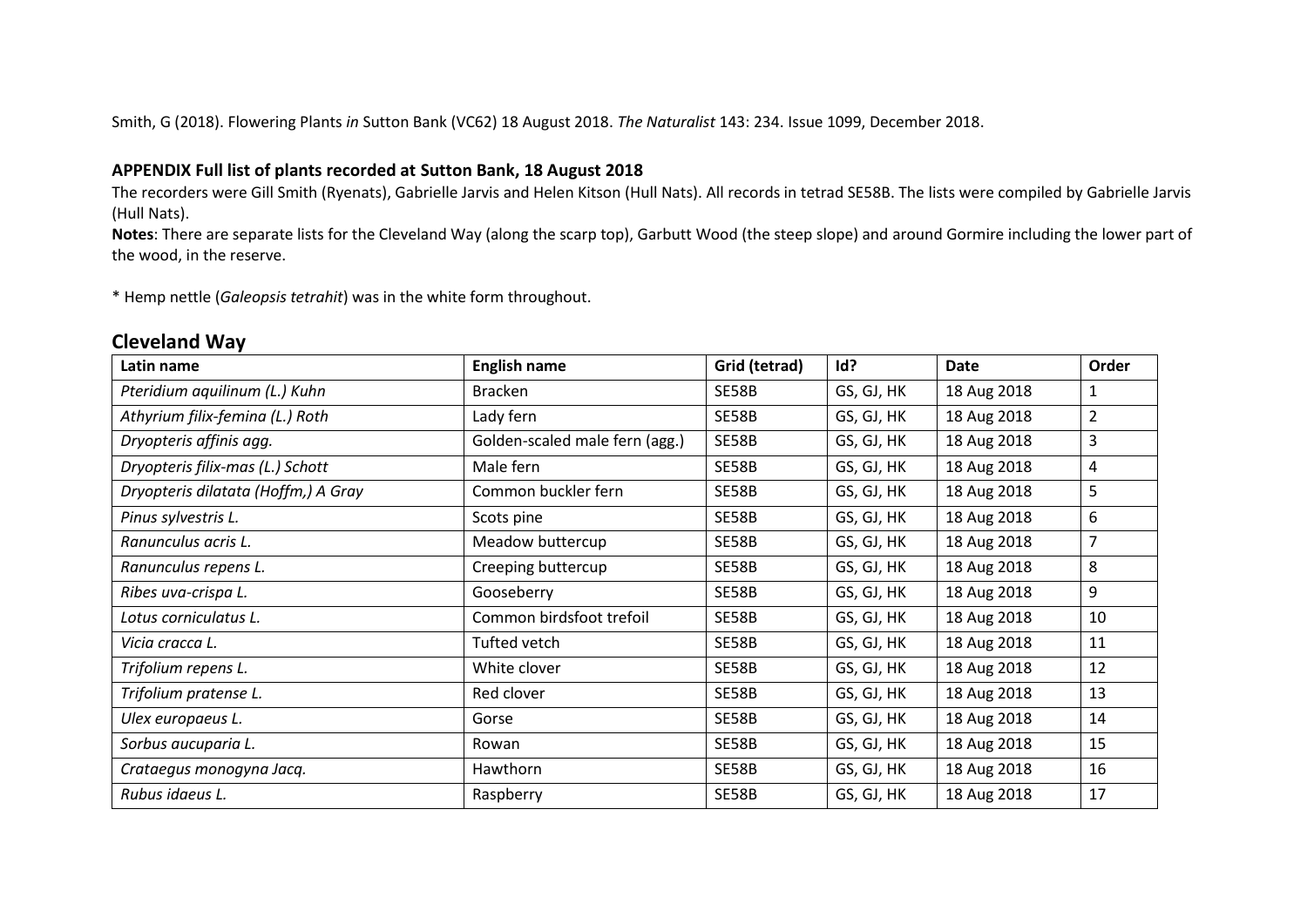Smith, G (2018). Flowering Plants *in* Sutton Bank (VC62) 18 August 2018. *The Naturalist* 143: 234. Issue 1099, December 2018.

**APPENDIX Full list of plants recorded at Sutton Bank, 18 August 2018**

The recorders were Gill Smith (Ryenats), Gabrielle Jarvis and Helen Kitson (Hull Nats). All records in tetrad SE58B. The lists were compiled by Gabrielle Jarvis (Hull Nats).

**Notes**: There are separate lists for the Cleveland Way (along the scarp top), Garbutt Wood (the steep slope) and around Gormire including the lower part of the wood, in the reserve.

* Hemp nettle (*Galeopsis tetrahit*) was in the white form throughout.

## Cleveland Way

| Latin name | English name | Grid (tetrad) | Id? | Date | Order |
|---|---|---|---|---|---|
| *Pteridium aquilinum (L.) Kuhn* | Bracken | SE58B | GS, GJ, HK | 18 Aug 2018 | 1 |
| *Athyrium filix-femina (L.) Roth* | Lady fern | SE58B | GS, GJ, HK | 18 Aug 2018 | 2 |
| *Dryopteris affinis agg.* | Golden-scaled male fern (agg.) | SE58B | GS, GJ, HK | 18 Aug 2018 | 3 |
| *Dryopteris filix-mas (L.) Schott* | Male fern | SE58B | GS, GJ, HK | 18 Aug 2018 | 4 |
| *Dryopteris dilatata (Hoffm,) A Gray* | Common buckler fern | SE58B | GS, GJ, HK | 18 Aug 2018 | 5 |
| *Pinus sylvestris L.* | Scots pine | SE58B | GS, GJ, HK | 18 Aug 2018 | 6 |
| *Ranunculus acris L.* | Meadow buttercup | SE58B | GS, GJ, HK | 18 Aug 2018 | 7 |
| *Ranunculus repens L.* | Creeping buttercup | SE58B | GS, GJ, HK | 18 Aug 2018 | 8 |
| *Ribes uva-crispa L.* | Gooseberry | SE58B | GS, GJ, HK | 18 Aug 2018 | 9 |
| *Lotus corniculatus L.* | Common birdsfoot trefoil | SE58B | GS, GJ, HK | 18 Aug 2018 | 10 |
| *Vicia cracca L.* | Tufted vetch | SE58B | GS, GJ, HK | 18 Aug 2018 | 11 |
| *Trifolium repens L.* | White clover | SE58B | GS, GJ, HK | 18 Aug 2018 | 12 |
| *Trifolium pratense L.* | Red clover | SE58B | GS, GJ, HK | 18 Aug 2018 | 13 |
| *Ulex europaeus L.* | Gorse | SE58B | GS, GJ, HK | 18 Aug 2018 | 14 |
| *Sorbus aucuparia L.* | Rowan | SE58B | GS, GJ, HK | 18 Aug 2018 | 15 |
| *Crataegus monogyna Jacq.* | Hawthorn | SE58B | GS, GJ, HK | 18 Aug 2018 | 16 |
| *Rubus idaeus L.* | Raspberry | SE58B | GS, GJ, HK | 18 Aug 2018 | 17 |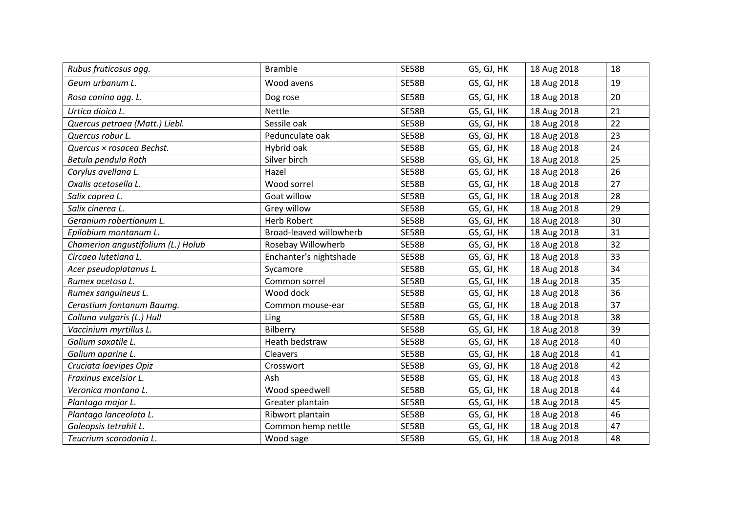| | | | | | |
|---|---|---|---|---|---|
| *Rubus fruticosus agg.* | Bramble | SE58B | GS, GJ, HK | 18 Aug 2018 | 18 |
| *Geum urbanum L.* | Wood avens | SE58B | GS, GJ, HK | 18 Aug 2018 | 19 |
| *Rosa canina agg. L.* | Dog rose | SE58B | GS, GJ, HK | 18 Aug 2018 | 20 |
| *Urtica dioica L.* | Nettle | SE58B | GS, GJ, HK | 18 Aug 2018 | 21 |
| *Quercus petraea (Matt.) Liebl.* | Sessile oak | SE58B | GS, GJ, HK | 18 Aug 2018 | 22 |
| *Quercus robur L.* | Pedunculate oak | SE58B | GS, GJ, HK | 18 Aug 2018 | 23 |
| *Quercus × rosacea Bechst.* | Hybrid oak | SE58B | GS, GJ, HK | 18 Aug 2018 | 24 |
| *Betula pendula Roth* | Silver birch | SE58B | GS, GJ, HK | 18 Aug 2018 | 25 |
| *Corylus avellana L.* | Hazel | SE58B | GS, GJ, HK | 18 Aug 2018 | 26 |
| *Oxalis acetosella L.* | Wood sorrel | SE58B | GS, GJ, HK | 18 Aug 2018 | 27 |
| *Salix caprea L.* | Goat willow | SE58B | GS, GJ, HK | 18 Aug 2018 | 28 |
| *Salix cinerea L.* | Grey willow | SE58B | GS, GJ, HK | 18 Aug 2018 | 29 |
| *Geranium robertianum L.* | Herb Robert | SE58B | GS, GJ, HK | 18 Aug 2018 | 30 |
| *Epilobium montanum L.* | Broad-leaved willowherb | SE58B | GS, GJ, HK | 18 Aug 2018 | 31 |
| *Chamerion angustifolium (L.) Holub* | Rosebay Willowherb | SE58B | GS, GJ, HK | 18 Aug 2018 | 32 |
| *Circaea lutetiana L.* | Enchanter's nightshade | SE58B | GS, GJ, HK | 18 Aug 2018 | 33 |
| *Acer pseudoplatanus L.* | Sycamore | SE58B | GS, GJ, HK | 18 Aug 2018 | 34 |
| *Rumex acetosa L.* | Common sorrel | SE58B | GS, GJ, HK | 18 Aug 2018 | 35 |
| *Rumex sanguineus L.* | Wood dock | SE58B | GS, GJ, HK | 18 Aug 2018 | 36 |
| *Cerastium fontanum Baumg.* | Common mouse-ear | SE58B | GS, GJ, HK | 18 Aug 2018 | 37 |
| *Calluna vulgaris (L.) Hull* | Ling | SE58B | GS, GJ, HK | 18 Aug 2018 | 38 |
| *Vaccinium myrtillus L.* | Bilberry | SE58B | GS, GJ, HK | 18 Aug 2018 | 39 |
| *Galium saxatile L.* | Heath bedstraw | SE58B | GS, GJ, HK | 18 Aug 2018 | 40 |
| *Galium aparine L.* | Cleavers | SE58B | GS, GJ, HK | 18 Aug 2018 | 41 |
| *Cruciata laevipes Opiz* | Crosswort | SE58B | GS, GJ, HK | 18 Aug 2018 | 42 |
| *Fraxinus excelsior L.* | Ash | SE58B | GS, GJ, HK | 18 Aug 2018 | 43 |
| *Veronica montana L.* | Wood speedwell | SE58B | GS, GJ, HK | 18 Aug 2018 | 44 |
| *Plantago major L.* | Greater plantain | SE58B | GS, GJ, HK | 18 Aug 2018 | 45 |
| *Plantago lanceolata L.* | Ribwort plantain | SE58B | GS, GJ, HK | 18 Aug 2018 | 46 |
| *Galeopsis tetrahit L.* | Common hemp nettle | SE58B | GS, GJ, HK | 18 Aug 2018 | 47 |
| *Teucrium scorodonia L.* | Wood sage | SE58B | GS, GJ, HK | 18 Aug 2018 | 48 |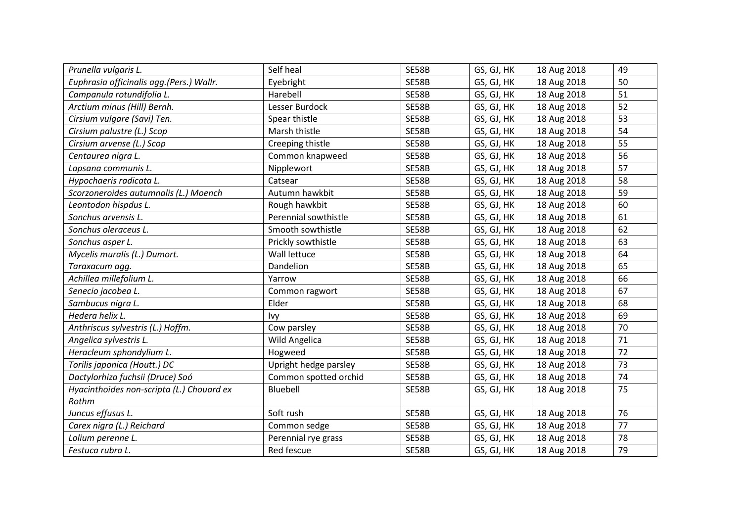| | | | | | |
|---|---|---|---|---|---|
| *Prunella vulgaris L.* | Self heal | SE58B | GS, GJ, HK | 18 Aug 2018 | 49 |
| *Euphrasia officinalis agg.(Pers.) Wallr.* | Eyebright | SE58B | GS, GJ, HK | 18 Aug 2018 | 50 |
| *Campanula rotundifolia L.* | Harebell | SE58B | GS, GJ, HK | 18 Aug 2018 | 51 |
| *Arctium minus (Hill) Bernh.* | Lesser Burdock | SE58B | GS, GJ, HK | 18 Aug 2018 | 52 |
| *Cirsium vulgare (Savi) Ten.* | Spear thistle | SE58B | GS, GJ, HK | 18 Aug 2018 | 53 |
| *Cirsium palustre (L.) Scop* | Marsh thistle | SE58B | GS, GJ, HK | 18 Aug 2018 | 54 |
| *Cirsium arvense (L.) Scop* | Creeping thistle | SE58B | GS, GJ, HK | 18 Aug 2018 | 55 |
| *Centaurea nigra L.* | Common knapweed | SE58B | GS, GJ, HK | 18 Aug 2018 | 56 |
| *Lapsana communis L.* | Nipplewort | SE58B | GS, GJ, HK | 18 Aug 2018 | 57 |
| *Hypochaeris radicata L.* | Catsear | SE58B | GS, GJ, HK | 18 Aug 2018 | 58 |
| *Scorzoneroides autumnalis (L.) Moench* | Autumn hawkbit | SE58B | GS, GJ, HK | 18 Aug 2018 | 59 |
| *Leontodon hispdus L.* | Rough hawkbit | SE58B | GS, GJ, HK | 18 Aug 2018 | 60 |
| *Sonchus arvensis L.* | Perennial sowthistle | SE58B | GS, GJ, HK | 18 Aug 2018 | 61 |
| *Sonchus oleraceus L.* | Smooth sowthistle | SE58B | GS, GJ, HK | 18 Aug 2018 | 62 |
| *Sonchus asper L.* | Prickly sowthistle | SE58B | GS, GJ, HK | 18 Aug 2018 | 63 |
| *Mycelis muralis (L.) Dumort.* | Wall lettuce | SE58B | GS, GJ, HK | 18 Aug 2018 | 64 |
| *Taraxacum agg.* | Dandelion | SE58B | GS, GJ, HK | 18 Aug 2018 | 65 |
| *Achillea millefolium L.* | Yarrow | SE58B | GS, GJ, HK | 18 Aug 2018 | 66 |
| *Senecio jacobea L.* | Common ragwort | SE58B | GS, GJ, HK | 18 Aug 2018 | 67 |
| *Sambucus nigra L.* | Elder | SE58B | GS, GJ, HK | 18 Aug 2018 | 68 |
| *Hedera helix L.* | Ivy | SE58B | GS, GJ, HK | 18 Aug 2018 | 69 |
| *Anthriscus sylvestris (L.) Hoffm.* | Cow parsley | SE58B | GS, GJ, HK | 18 Aug 2018 | 70 |
| *Angelica sylvestris L.* | Wild Angelica | SE58B | GS, GJ, HK | 18 Aug 2018 | 71 |
| *Heracleum sphondylium L.* | Hogweed | SE58B | GS, GJ, HK | 18 Aug 2018 | 72 |
| *Torilis japonica (Houtt.) DC* | Upright hedge parsley | SE58B | GS, GJ, HK | 18 Aug 2018 | 73 |
| *Dactylorhiza fuchsii (Druce) Soó* | Common spotted orchid | SE58B | GS, GJ, HK | 18 Aug 2018 | 74 |
| *Hyacinthoides non-scripta (L.) Chouard ex Rothm* | Bluebell | SE58B | GS, GJ, HK | 18 Aug 2018 | 75 |
| *Juncus effusus L.* | Soft rush | SE58B | GS, GJ, HK | 18 Aug 2018 | 76 |
| *Carex nigra (L.) Reichard* | Common sedge | SE58B | GS, GJ, HK | 18 Aug 2018 | 77 |
| *Lolium perenne L.* | Perennial rye grass | SE58B | GS, GJ, HK | 18 Aug 2018 | 78 |
| *Festuca rubra L.* | Red fescue | SE58B | GS, GJ, HK | 18 Aug 2018 | 79 |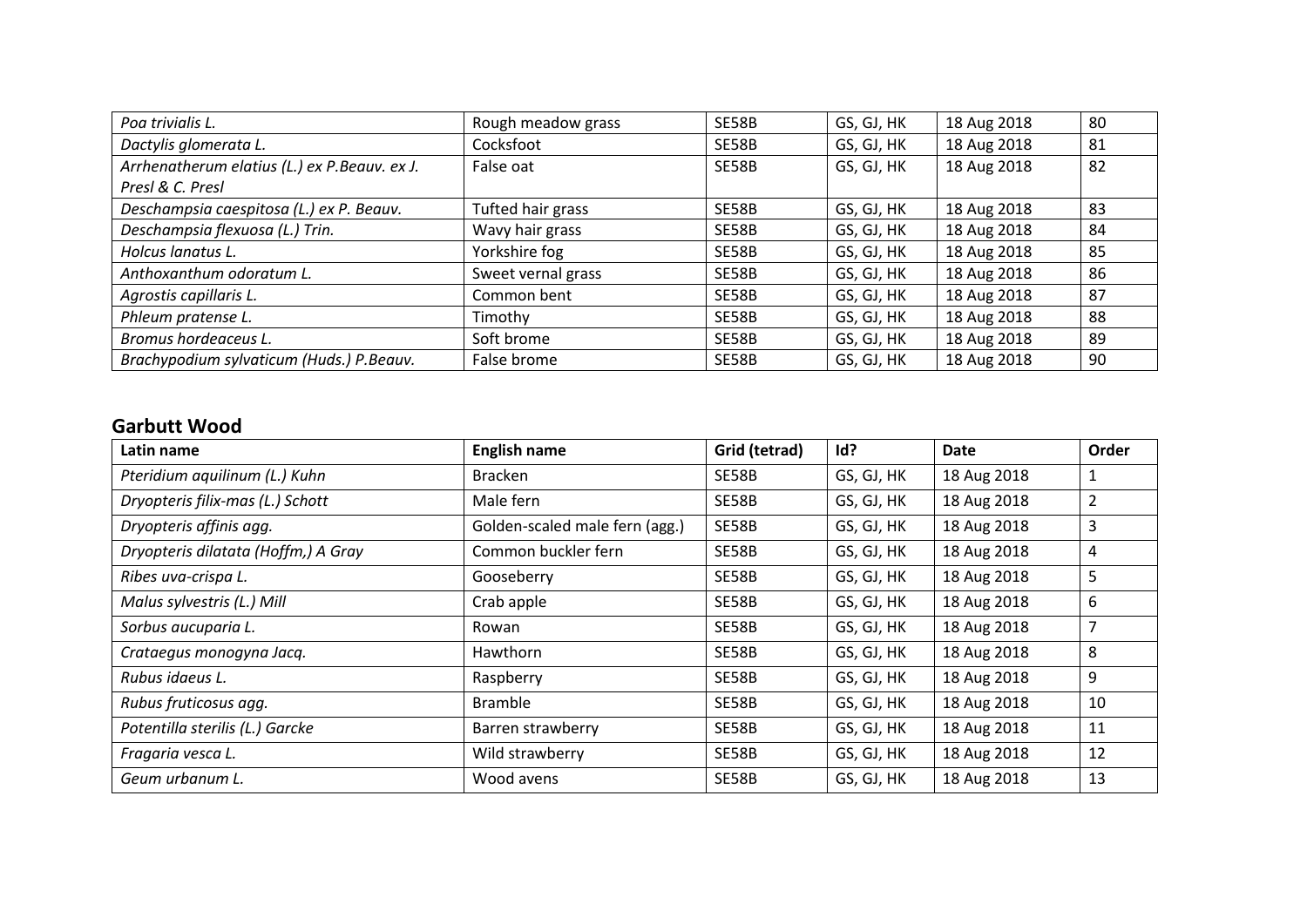| | | | | | |
|---|---|---|---|---|---|
| *Poa trivialis L.* | Rough meadow grass | SE58B | GS, GJ, HK | 18 Aug 2018 | 80 |
| *Dactylis glomerata L.* | Cocksfoot | SE58B | GS, GJ, HK | 18 Aug 2018 | 81 |
| *Arrhenatherum elatius (L.) ex P.Beauv. ex J. Presl & C. Presl* | False oat | SE58B | GS, GJ, HK | 18 Aug 2018 | 82 |
| *Deschampsia caespitosa (L.) ex P. Beauv.* | Tufted hair grass | SE58B | GS, GJ, HK | 18 Aug 2018 | 83 |
| *Deschampsia flexuosa (L.) Trin.* | Wavy hair grass | SE58B | GS, GJ, HK | 18 Aug 2018 | 84 |
| *Holcus lanatus L.* | Yorkshire fog | SE58B | GS, GJ, HK | 18 Aug 2018 | 85 |
| *Anthoxanthum odoratum L.* | Sweet vernal grass | SE58B | GS, GJ, HK | 18 Aug 2018 | 86 |
| *Agrostis capillaris L.* | Common bent | SE58B | GS, GJ, HK | 18 Aug 2018 | 87 |
| *Phleum pratense L.* | Timothy | SE58B | GS, GJ, HK | 18 Aug 2018 | 88 |
| *Bromus hordeaceus L.* | Soft brome | SE58B | GS, GJ, HK | 18 Aug 2018 | 89 |
| *Brachypodium sylvaticum (Huds.) P.Beauv.* | False brome | SE58B | GS, GJ, HK | 18 Aug 2018 | 90 |

## Garbutt Wood

| Latin name | English name | Grid (tetrad) | Id? | Date | Order |
|---|---|---|---|---|---|
| *Pteridium aquilinum (L.) Kuhn* | Bracken | SE58B | GS, GJ, HK | 18 Aug 2018 | 1 |
| *Dryopteris filix-mas (L.) Schott* | Male fern | SE58B | GS, GJ, HK | 18 Aug 2018 | 2 |
| *Dryopteris affinis agg.* | Golden-scaled male fern (agg.) | SE58B | GS, GJ, HK | 18 Aug 2018 | 3 |
| *Dryopteris dilatata (Hoffm,) A Gray* | Common buckler fern | SE58B | GS, GJ, HK | 18 Aug 2018 | 4 |
| *Ribes uva-crispa L.* | Gooseberry | SE58B | GS, GJ, HK | 18 Aug 2018 | 5 |
| *Malus sylvestris (L.) Mill* | Crab apple | SE58B | GS, GJ, HK | 18 Aug 2018 | 6 |
| *Sorbus aucuparia L.* | Rowan | SE58B | GS, GJ, HK | 18 Aug 2018 | 7 |
| *Crataegus monogyna Jacq.* | Hawthorn | SE58B | GS, GJ, HK | 18 Aug 2018 | 8 |
| *Rubus idaeus L.* | Raspberry | SE58B | GS, GJ, HK | 18 Aug 2018 | 9 |
| *Rubus fruticosus agg.* | Bramble | SE58B | GS, GJ, HK | 18 Aug 2018 | 10 |
| *Potentilla sterilis (L.) Garcke* | Barren strawberry | SE58B | GS, GJ, HK | 18 Aug 2018 | 11 |
| *Fragaria vesca L.* | Wild strawberry | SE58B | GS, GJ, HK | 18 Aug 2018 | 12 |
| *Geum urbanum L.* | Wood avens | SE58B | GS, GJ, HK | 18 Aug 2018 | 13 |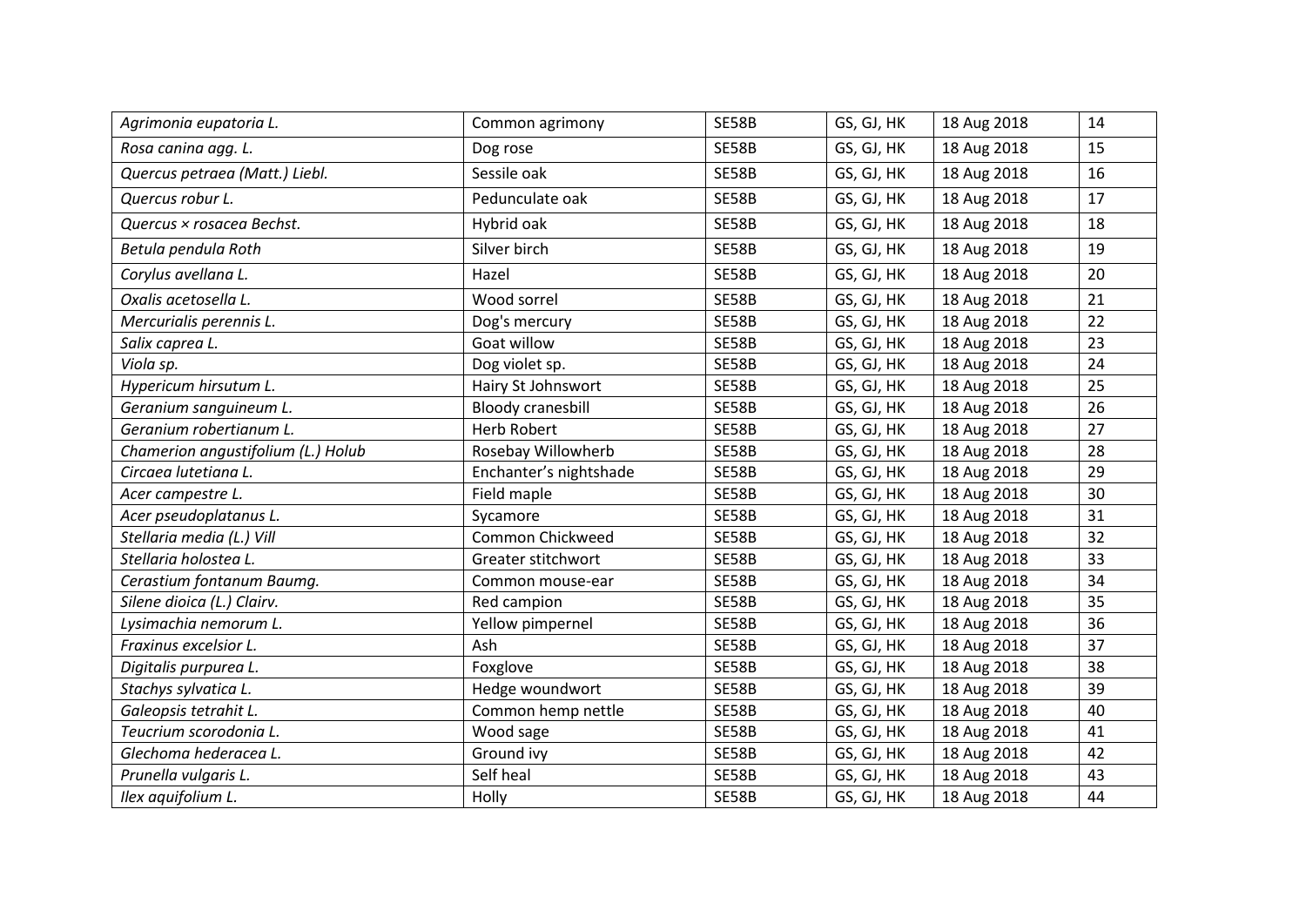| | | | | | |
|---|---|---|---|---|---|
| *Agrimonia eupatoria L.* | Common agrimony | SE58B | GS, GJ, HK | 18 Aug 2018 | 14 |
| *Rosa canina agg. L.* | Dog rose | SE58B | GS, GJ, HK | 18 Aug 2018 | 15 |
| *Quercus petraea (Matt.) Liebl.* | Sessile oak | SE58B | GS, GJ, HK | 18 Aug 2018 | 16 |
| *Quercus robur L.* | Pedunculate oak | SE58B | GS, GJ, HK | 18 Aug 2018 | 17 |
| *Quercus × rosacea Bechst.* | Hybrid oak | SE58B | GS, GJ, HK | 18 Aug 2018 | 18 |
| *Betula pendula Roth* | Silver birch | SE58B | GS, GJ, HK | 18 Aug 2018 | 19 |
| *Corylus avellana L.* | Hazel | SE58B | GS, GJ, HK | 18 Aug 2018 | 20 |
| *Oxalis acetosella L.* | Wood sorrel | SE58B | GS, GJ, HK | 18 Aug 2018 | 21 |
| *Mercurialis perennis L.* | Dog's mercury | SE58B | GS, GJ, HK | 18 Aug 2018 | 22 |
| *Salix caprea L.* | Goat willow | SE58B | GS, GJ, HK | 18 Aug 2018 | 23 |
| *Viola sp.* | Dog violet sp. | SE58B | GS, GJ, HK | 18 Aug 2018 | 24 |
| *Hypericum hirsutum L.* | Hairy St Johnswort | SE58B | GS, GJ, HK | 18 Aug 2018 | 25 |
| *Geranium sanguineum L.* | Bloody cranesbill | SE58B | GS, GJ, HK | 18 Aug 2018 | 26 |
| *Geranium robertianum L.* | Herb Robert | SE58B | GS, GJ, HK | 18 Aug 2018 | 27 |
| *Chamerion angustifolium (L.) Holub* | Rosebay Willowherb | SE58B | GS, GJ, HK | 18 Aug 2018 | 28 |
| *Circaea lutetiana L.* | Enchanter's nightshade | SE58B | GS, GJ, HK | 18 Aug 2018 | 29 |
| *Acer campestre L.* | Field maple | SE58B | GS, GJ, HK | 18 Aug 2018 | 30 |
| *Acer pseudoplatanus L.* | Sycamore | SE58B | GS, GJ, HK | 18 Aug 2018 | 31 |
| *Stellaria media (L.) Vill* | Common Chickweed | SE58B | GS, GJ, HK | 18 Aug 2018 | 32 |
| *Stellaria holostea L.* | Greater stitchwort | SE58B | GS, GJ, HK | 18 Aug 2018 | 33 |
| *Cerastium fontanum Baumg.* | Common mouse-ear | SE58B | GS, GJ, HK | 18 Aug 2018 | 34 |
| *Silene dioica (L.) Clairv.* | Red campion | SE58B | GS, GJ, HK | 18 Aug 2018 | 35 |
| *Lysimachia nemorum L.* | Yellow pimpernel | SE58B | GS, GJ, HK | 18 Aug 2018 | 36 |
| *Fraxinus excelsior L.* | Ash | SE58B | GS, GJ, HK | 18 Aug 2018 | 37 |
| *Digitalis purpurea L.* | Foxglove | SE58B | GS, GJ, HK | 18 Aug 2018 | 38 |
| *Stachys sylvatica L.* | Hedge woundwort | SE58B | GS, GJ, HK | 18 Aug 2018 | 39 |
| *Galeopsis tetrahit L.* | Common hemp nettle | SE58B | GS, GJ, HK | 18 Aug 2018 | 40 |
| *Teucrium scorodonia L.* | Wood sage | SE58B | GS, GJ, HK | 18 Aug 2018 | 41 |
| *Glechoma hederacea L.* | Ground ivy | SE58B | GS, GJ, HK | 18 Aug 2018 | 42 |
| *Prunella vulgaris L.* | Self heal | SE58B | GS, GJ, HK | 18 Aug 2018 | 43 |
| *Ilex aquifolium L.* | Holly | SE58B | GS, GJ, HK | 18 Aug 2018 | 44 |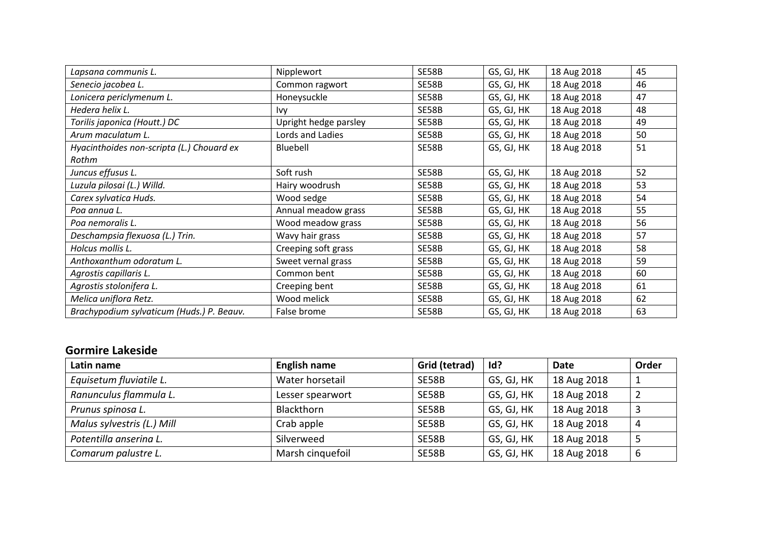| | | | | | |
|---|---|---|---|---|---|
| *Lapsana communis L.* | Nipplewort | SE58B | GS, GJ, HK | 18 Aug 2018 | 45 |
| *Senecio jacobea L.* | Common ragwort | SE58B | GS, GJ, HK | 18 Aug 2018 | 46 |
| *Lonicera periclymenum L.* | Honeysuckle | SE58B | GS, GJ, HK | 18 Aug 2018 | 47 |
| *Hedera helix L.* | Ivy | SE58B | GS, GJ, HK | 18 Aug 2018 | 48 |
| *Torilis japonica (Houtt.) DC* | Upright hedge parsley | SE58B | GS, GJ, HK | 18 Aug 2018 | 49 |
| *Arum maculatum L.* | Lords and Ladies | SE58B | GS, GJ, HK | 18 Aug 2018 | 50 |
| *Hyacinthoides non-scripta (L.) Chouard ex Rothm* | Bluebell | SE58B | GS, GJ, HK | 18 Aug 2018 | 51 |
| *Juncus effusus L.* | Soft rush | SE58B | GS, GJ, HK | 18 Aug 2018 | 52 |
| *Luzula pilosai (L.) Willd.* | Hairy woodrush | SE58B | GS, GJ, HK | 18 Aug 2018 | 53 |
| *Carex sylvatica Huds.* | Wood sedge | SE58B | GS, GJ, HK | 18 Aug 2018 | 54 |
| *Poa annua L.* | Annual meadow grass | SE58B | GS, GJ, HK | 18 Aug 2018 | 55 |
| *Poa nemoralis L.* | Wood meadow grass | SE58B | GS, GJ, HK | 18 Aug 2018 | 56 |
| *Deschampsia flexuosa (L.) Trin.* | Wavy hair grass | SE58B | GS, GJ, HK | 18 Aug 2018 | 57 |
| *Holcus mollis L.* | Creeping soft grass | SE58B | GS, GJ, HK | 18 Aug 2018 | 58 |
| *Anthoxanthum odoratum L.* | Sweet vernal grass | SE58B | GS, GJ, HK | 18 Aug 2018 | 59 |
| *Agrostis capillaris L.* | Common bent | SE58B | GS, GJ, HK | 18 Aug 2018 | 60 |
| *Agrostis stolonifera L.* | Creeping bent | SE58B | GS, GJ, HK | 18 Aug 2018 | 61 |
| *Melica uniflora Retz.* | Wood melick | SE58B | GS, GJ, HK | 18 Aug 2018 | 62 |
| *Brachypodium sylvaticum (Huds.) P. Beauv.* | False brome | SE58B | GS, GJ, HK | 18 Aug 2018 | 63 |

## Gormire Lakeside

| Latin name | English name | Grid (tetrad) | Id? | Date | Order |
|---|---|---|---|---|---|
| *Equisetum fluviatile L.* | Water horsetail | SE58B | GS, GJ, HK | 18 Aug 2018 | 1 |
| *Ranunculus flammula L.* | Lesser spearwort | SE58B | GS, GJ, HK | 18 Aug 2018 | 2 |
| *Prunus spinosa L.* | Blackthorn | SE58B | GS, GJ, HK | 18 Aug 2018 | 3 |
| *Malus sylvestris (L.) Mill* | Crab apple | SE58B | GS, GJ, HK | 18 Aug 2018 | 4 |
| *Potentilla anserina L.* | Silverweed | SE58B | GS, GJ, HK | 18 Aug 2018 | 5 |
| *Comarum palustre L.* | Marsh cinquefoil | SE58B | GS, GJ, HK | 18 Aug 2018 | 6 |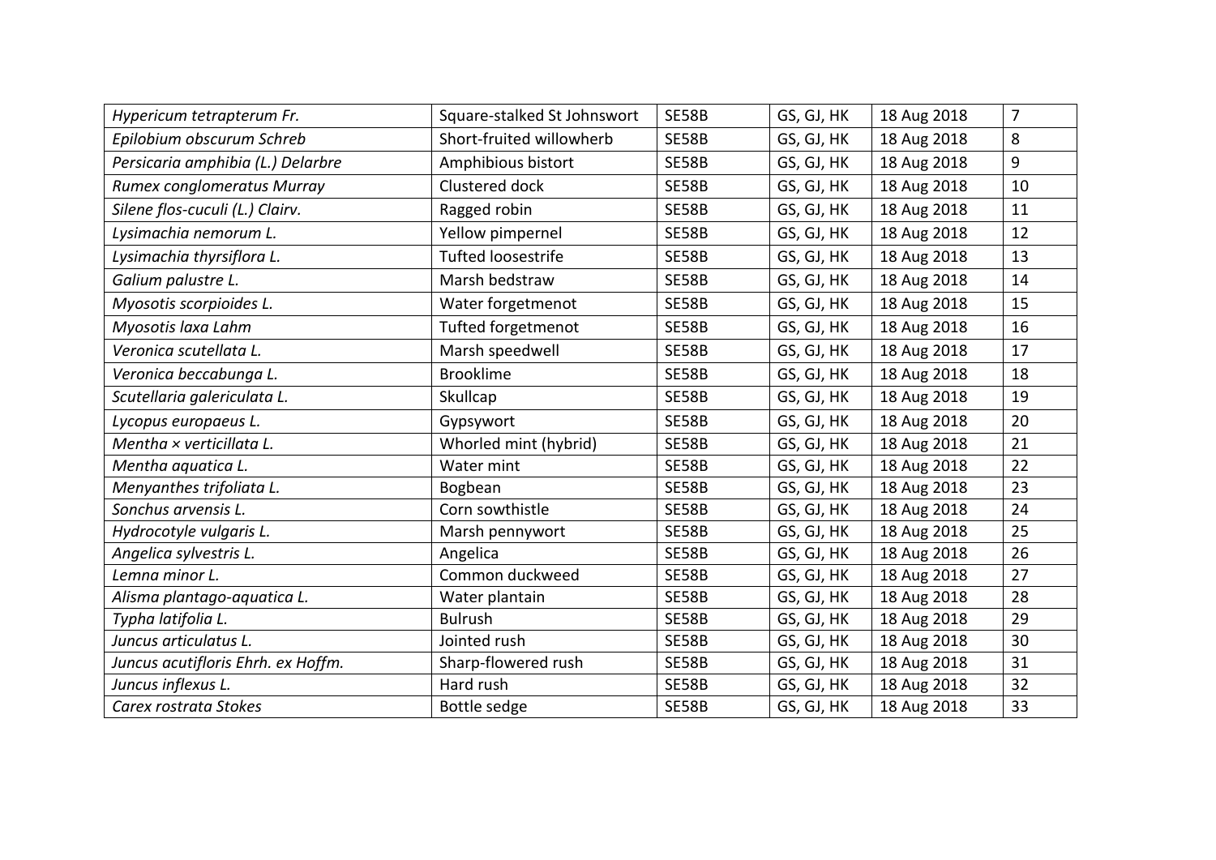| | | | | | |
|---|---|---|---|---|---|
| *Hypericum tetrapterum Fr.* | Square-stalked St Johnswort | SE58B | GS, GJ, HK | 18 Aug 2018 | 7 |
| *Epilobium obscurum Schreb* | Short-fruited willowherb | SE58B | GS, GJ, HK | 18 Aug 2018 | 8 |
| *Persicaria amphibia (L.) Delarbre* | Amphibious bistort | SE58B | GS, GJ, HK | 18 Aug 2018 | 9 |
| *Rumex conglomeratus Murray* | Clustered dock | SE58B | GS, GJ, HK | 18 Aug 2018 | 10 |
| *Silene flos-cuculi (L.) Clairv.* | Ragged robin | SE58B | GS, GJ, HK | 18 Aug 2018 | 11 |
| *Lysimachia nemorum L.* | Yellow pimpernel | SE58B | GS, GJ, HK | 18 Aug 2018 | 12 |
| *Lysimachia thyrsiflora L.* | Tufted loosestrife | SE58B | GS, GJ, HK | 18 Aug 2018 | 13 |
| *Galium palustre L.* | Marsh bedstraw | SE58B | GS, GJ, HK | 18 Aug 2018 | 14 |
| *Myosotis scorpioides L.* | Water forgetmenot | SE58B | GS, GJ, HK | 18 Aug 2018 | 15 |
| *Myosotis laxa Lahm* | Tufted forgetmenot | SE58B | GS, GJ, HK | 18 Aug 2018 | 16 |
| *Veronica scutellata L.* | Marsh speedwell | SE58B | GS, GJ, HK | 18 Aug 2018 | 17 |
| *Veronica beccabunga L.* | Brooklime | SE58B | GS, GJ, HK | 18 Aug 2018 | 18 |
| *Scutellaria galericulata L.* | Skullcap | SE58B | GS, GJ, HK | 18 Aug 2018 | 19 |
| *Lycopus europaeus L.* | Gypsywort | SE58B | GS, GJ, HK | 18 Aug 2018 | 20 |
| *Mentha × verticillata L.* | Whorled mint (hybrid) | SE58B | GS, GJ, HK | 18 Aug 2018 | 21 |
| *Mentha aquatica L.* | Water mint | SE58B | GS, GJ, HK | 18 Aug 2018 | 22 |
| *Menyanthes trifoliata L.* | Bogbean | SE58B | GS, GJ, HK | 18 Aug 2018 | 23 |
| *Sonchus arvensis L.* | Corn sowthistle | SE58B | GS, GJ, HK | 18 Aug 2018 | 24 |
| *Hydrocotyle vulgaris L.* | Marsh pennywort | SE58B | GS, GJ, HK | 18 Aug 2018 | 25 |
| *Angelica sylvestris L.* | Angelica | SE58B | GS, GJ, HK | 18 Aug 2018 | 26 |
| *Lemna minor L.* | Common duckweed | SE58B | GS, GJ, HK | 18 Aug 2018 | 27 |
| *Alisma plantago-aquatica L.* | Water plantain | SE58B | GS, GJ, HK | 18 Aug 2018 | 28 |
| *Typha latifolia L.* | Bulrush | SE58B | GS, GJ, HK | 18 Aug 2018 | 29 |
| *Juncus articulatus L.* | Jointed rush | SE58B | GS, GJ, HK | 18 Aug 2018 | 30 |
| *Juncus acutifloris Ehrh. ex Hoffm.* | Sharp-flowered rush | SE58B | GS, GJ, HK | 18 Aug 2018 | 31 |
| *Juncus inflexus L.* | Hard rush | SE58B | GS, GJ, HK | 18 Aug 2018 | 32 |
| *Carex rostrata Stokes* | Bottle sedge | SE58B | GS, GJ, HK | 18 Aug 2018 | 33 |